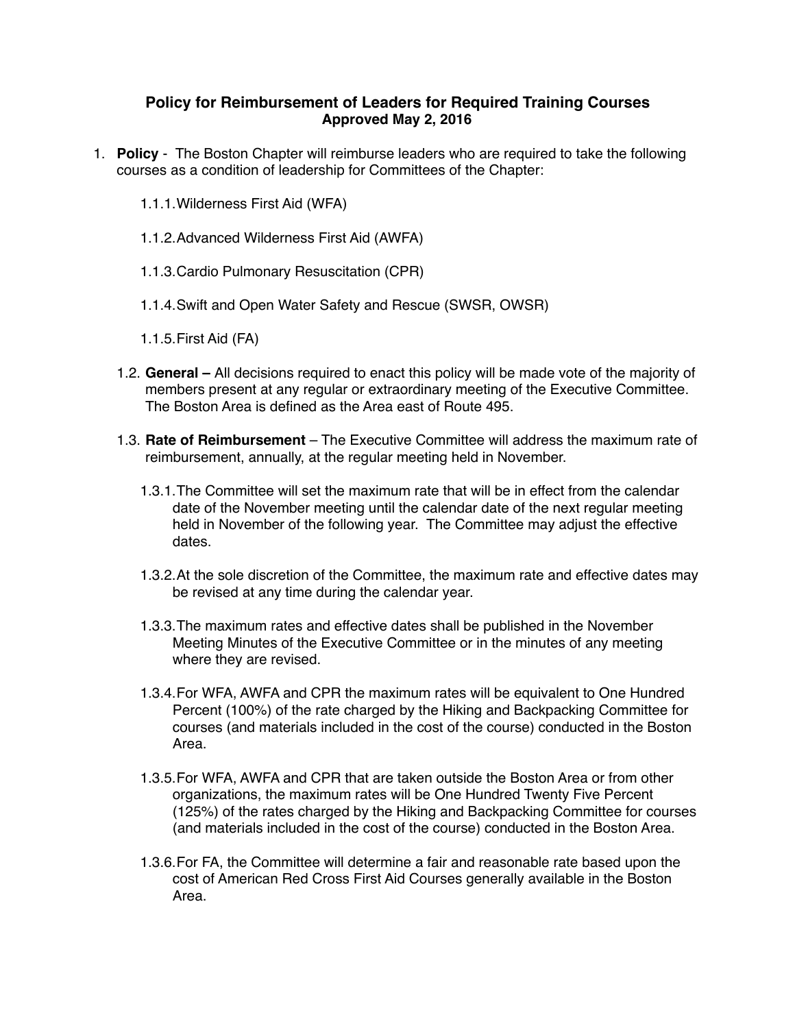# Policy for Reimbursement of Leaders for Required Training Courses

**Approved May 2, 2016**

1. **Policy** - The Boston Chapter will reimburse leaders who are required to take the following courses as a condition of leadership for Committees of the Chapter:

   1.1.1. Wilderness First Aid (WFA)

   1.1.2. Advanced Wilderness First Aid (AWFA)

   1.1.3. Cardio Pulmonary Resuscitation (CPR)

   1.1.4. Swift and Open Water Safety and Rescue (SWSR, OWSR)

   1.1.5. First Aid (FA)

   1.2. **General –** All decisions required to enact this policy will be made vote of the majority of members present at any regular or extraordinary meeting of the Executive Committee. The Boston Area is defined as the Area east of Route 495.

   1.3. **Rate of Reimbursement** – The Executive Committee will address the maximum rate of reimbursement, annually, at the regular meeting held in November.

   1.3.1. The Committee will set the maximum rate that will be in effect from the calendar date of the November meeting until the calendar date of the next regular meeting held in November of the following year. The Committee may adjust the effective dates.

   1.3.2. At the sole discretion of the Committee, the maximum rate and effective dates may be revised at any time during the calendar year.

   1.3.3. The maximum rates and effective dates shall be published in the November Meeting Minutes of the Executive Committee or in the minutes of any meeting where they are revised.

   1.3.4. For WFA, AWFA and CPR the maximum rates will be equivalent to One Hundred Percent (100%) of the rate charged by the Hiking and Backpacking Committee for courses (and materials included in the cost of the course) conducted in the Boston Area.

   1.3.5. For WFA, AWFA and CPR that are taken outside the Boston Area or from other organizations, the maximum rates will be One Hundred Twenty Five Percent (125%) of the rates charged by the Hiking and Backpacking Committee for courses (and materials included in the cost of the course) conducted in the Boston Area.

   1.3.6. For FA, the Committee will determine a fair and reasonable rate based upon the cost of American Red Cross First Aid Courses generally available in the Boston Area.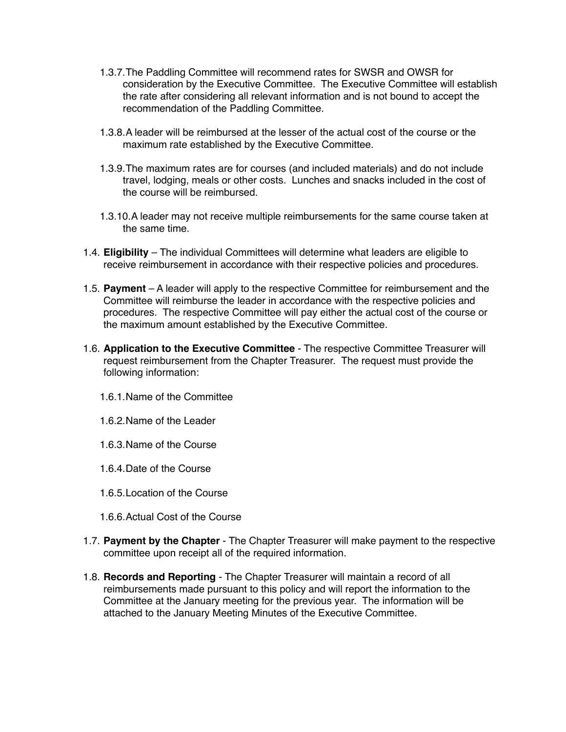1.3.7. The Paddling Committee will recommend rates for SWSR and OWSR for consideration by the Executive Committee. The Executive Committee will establish the rate after considering all relevant information and is not bound to accept the recommendation of the Paddling Committee.

1.3.8. A leader will be reimbursed at the lesser of the actual cost of the course or the maximum rate established by the Executive Committee.

1.3.9. The maximum rates are for courses (and included materials) and do not include travel, lodging, meals or other costs. Lunches and snacks included in the cost of the course will be reimbursed.

1.3.10. A leader may not receive multiple reimbursements for the same course taken at the same time.

1.4. **Eligibility** – The individual Committees will determine what leaders are eligible to receive reimbursement in accordance with their respective policies and procedures.

1.5. **Payment** – A leader will apply to the respective Committee for reimbursement and the Committee will reimburse the leader in accordance with the respective policies and procedures. The respective Committee will pay either the actual cost of the course or the maximum amount established by the Executive Committee.

1.6. **Application to the Executive Committee** - The respective Committee Treasurer will request reimbursement from the Chapter Treasurer. The request must provide the following information:

1.6.1. Name of the Committee

1.6.2. Name of the Leader

1.6.3. Name of the Course

1.6.4. Date of the Course

1.6.5. Location of the Course

1.6.6. Actual Cost of the Course

1.7. **Payment by the Chapter** - The Chapter Treasurer will make payment to the respective committee upon receipt all of the required information.

1.8. **Records and Reporting** - The Chapter Treasurer will maintain a record of all reimbursements made pursuant to this policy and will report the information to the Committee at the January meeting for the previous year. The information will be attached to the January Meeting Minutes of the Executive Committee.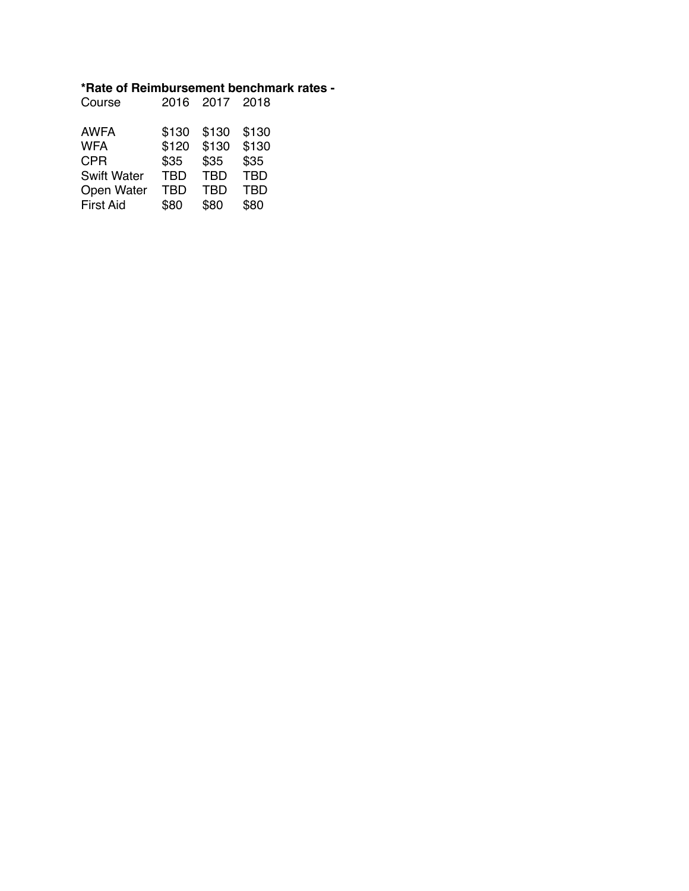**\*Rate of Reimbursement benchmark rates -**

| Course | 2016 | 2017 | 2018 |
| --- | --- | --- | --- |
| AWFA | $130 | $130 | $130 |
| WFA | $120 | $130 | $130 |
| CPR | $35 | $35 | $35 |
| Swift Water | TBD | TBD | TBD |
| Open Water | TBD | TBD | TBD |
| First Aid | $80 | $80 | $80 |